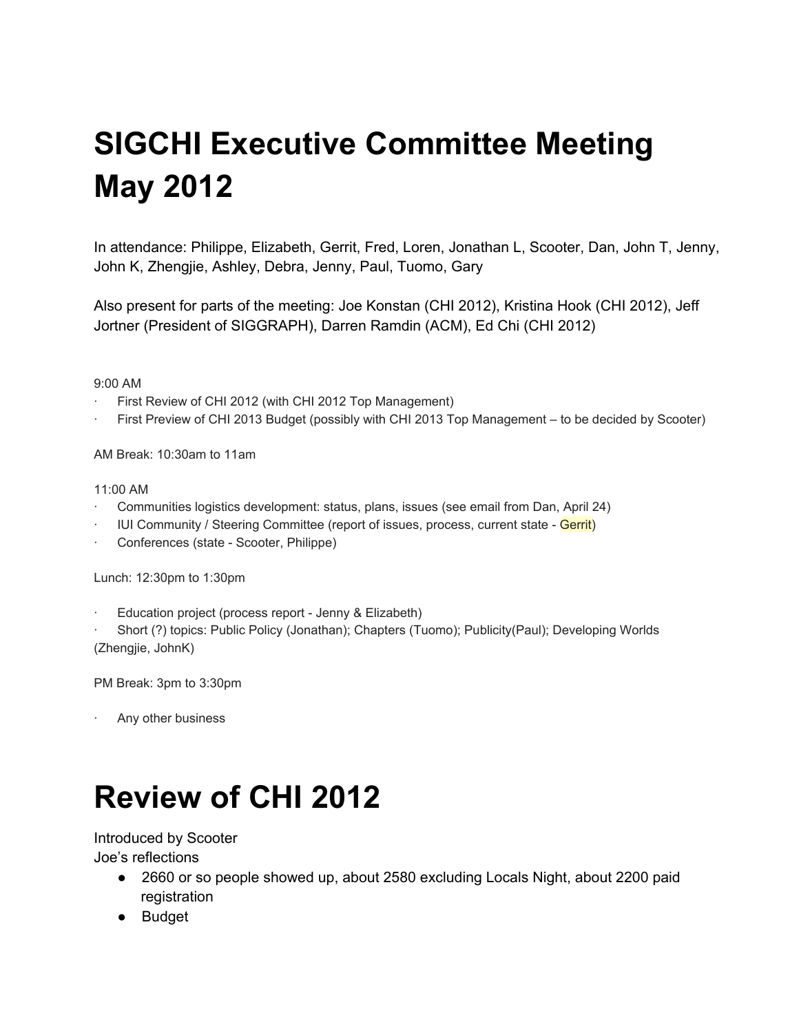# SIGCHI Executive Committee Meeting May 2012

In attendance: Philippe, Elizabeth, Gerrit, Fred, Loren, Jonathan L, Scooter, Dan, John T, Jenny, John K, Zhengjie, Ashley, Debra, Jenny, Paul, Tuomo, Gary

Also present for parts of the meeting: Joe Konstan (CHI 2012), Kristina Hook (CHI 2012), Jeff Jortner (President of SIGGRAPH), Darren Ramdin (ACM), Ed Chi (CHI 2012)

9:00 AM

- First Review of CHI 2012 (with CHI 2012 Top Management)
- First Preview of CHI 2013 Budget (possibly with CHI 2013 Top Management – to be decided by Scooter)

AM Break: 10:30am to 11am

11:00 AM

- Communities logistics development: status, plans, issues (see email from Dan, April 24)
- IUI Community / Steering Committee (report of issues, process, current state - Gerrit)
- Conferences (state - Scooter, Philippe)

Lunch: 12:30pm to 1:30pm

- Education project (process report - Jenny & Elizabeth)
- Short (?) topics: Public Policy (Jonathan); Chapters (Tuomo); Publicity(Paul); Developing Worlds (Zhengjie, JohnK)

PM Break: 3pm to 3:30pm

- Any other business

# Review of CHI 2012

Introduced by Scooter

Joe's reflections

- 2660 or so people showed up, about 2580 excluding Locals Night, about 2200 paid registration
- Budget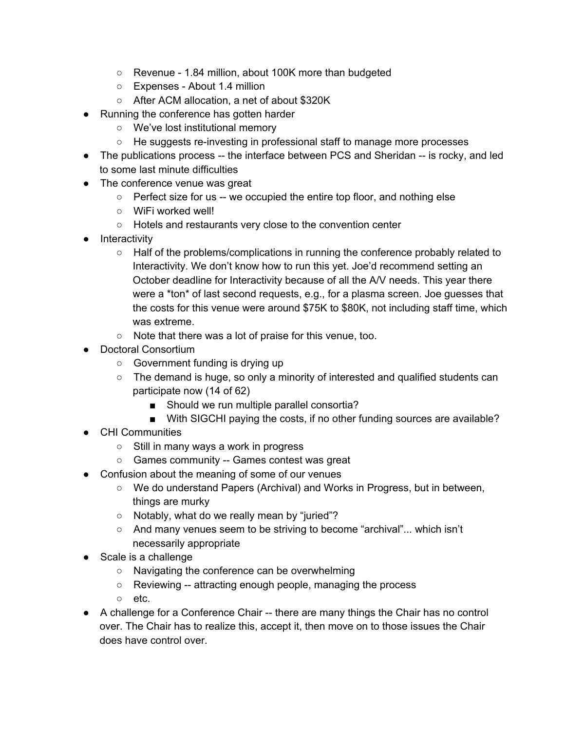- Revenue - 1.84 million, about 100K more than budgeted
    - Expenses - About 1.4 million
    - After ACM allocation, a net of about $320K
- Running the conference has gotten harder
    - We've lost institutional memory
    - He suggests re-investing in professional staff to manage more processes
- The publications process -- the interface between PCS and Sheridan -- is rocky, and led to some last minute difficulties
- The conference venue was great
    - Perfect size for us -- we occupied the entire top floor, and nothing else
    - WiFi worked well!
    - Hotels and restaurants very close to the convention center
- Interactivity
    - Half of the problems/complications in running the conference probably related to Interactivity. We don't know how to run this yet. Joe'd recommend setting an October deadline for Interactivity because of all the A/V needs. This year there were a *ton* of last second requests, e.g., for a plasma screen. Joe guesses that the costs for this venue were around $75K to $80K, not including staff time, which was extreme.
    - Note that there was a lot of praise for this venue, too.
- Doctoral Consortium
    - Government funding is drying up
    - The demand is huge, so only a minority of interested and qualified students can participate now (14 of 62)
        - Should we run multiple parallel consortia?
        - With SIGCHI paying the costs, if no other funding sources are available?
- CHI Communities
    - Still in many ways a work in progress
    - Games community -- Games contest was great
- Confusion about the meaning of some of our venues
    - We do understand Papers (Archival) and Works in Progress, but in between, things are murky
    - Notably, what do we really mean by "juried"?
    - And many venues seem to be striving to become "archival"... which isn't necessarily appropriate
- Scale is a challenge
    - Navigating the conference can be overwhelming
    - Reviewing -- attracting enough people, managing the process
    - etc.
- A challenge for a Conference Chair -- there are many things the Chair has no control over. The Chair has to realize this, accept it, then move on to those issues the Chair does have control over.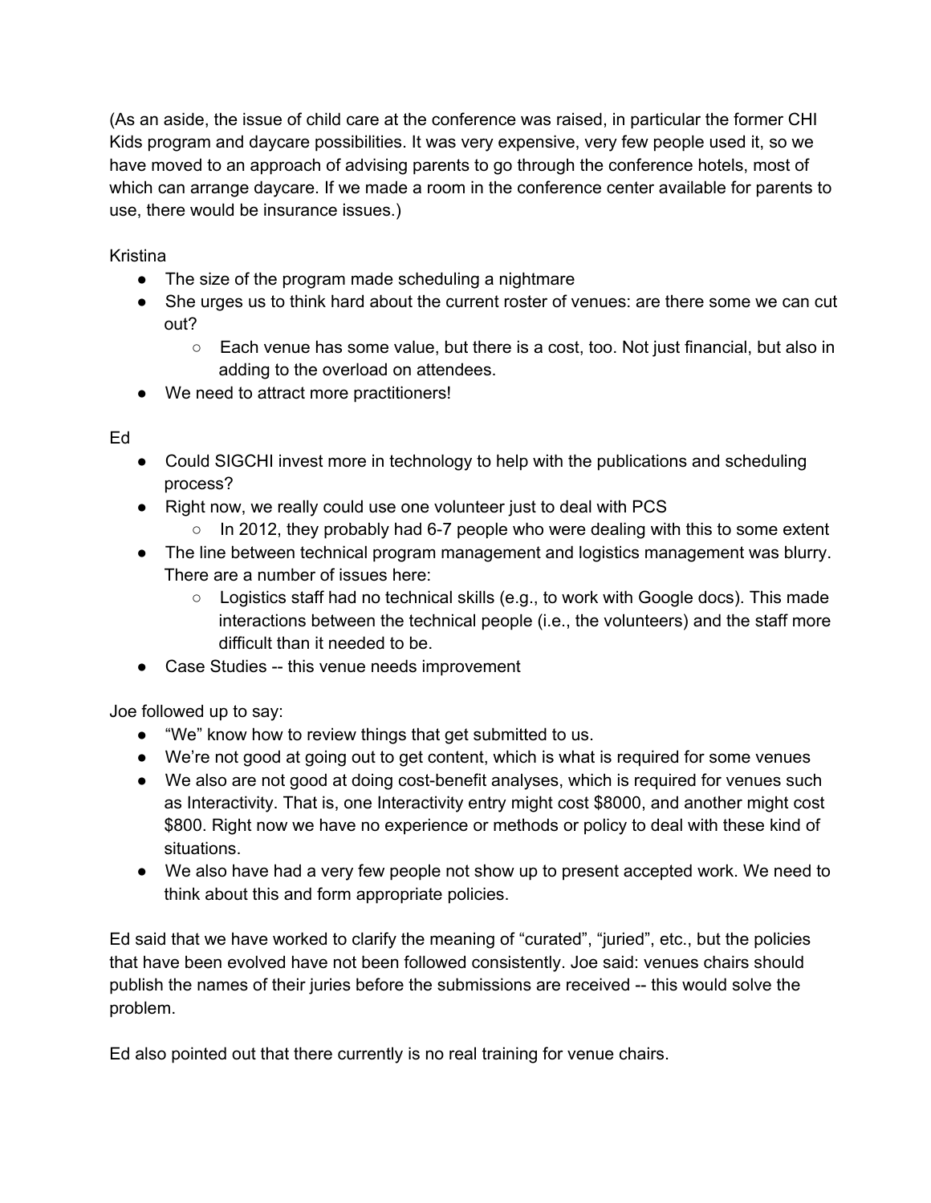(As an aside, the issue of child care at the conference was raised, in particular the former CHI Kids program and daycare possibilities. It was very expensive, very few people used it, so we have moved to an approach of advising parents to go through the conference hotels, most of which can arrange daycare. If we made a room in the conference center available for parents to use, there would be insurance issues.)

Kristina

- The size of the program made scheduling a nightmare
- She urges us to think hard about the current roster of venues: are there some we can cut out?
  - Each venue has some value, but there is a cost, too. Not just financial, but also in adding to the overload on attendees.
- We need to attract more practitioners!

Ed

- Could SIGCHI invest more in technology to help with the publications and scheduling process?
- Right now, we really could use one volunteer just to deal with PCS
  - In 2012, they probably had 6-7 people who were dealing with this to some extent
- The line between technical program management and logistics management was blurry. There are a number of issues here:
  - Logistics staff had no technical skills (e.g., to work with Google docs). This made interactions between the technical people (i.e., the volunteers) and the staff more difficult than it needed to be.
- Case Studies -- this venue needs improvement

Joe followed up to say:

- "We" know how to review things that get submitted to us.
- We're not good at going out to get content, which is what is required for some venues
- We also are not good at doing cost-benefit analyses, which is required for venues such as Interactivity. That is, one Interactivity entry might cost $8000, and another might cost $800. Right now we have no experience or methods or policy to deal with these kind of situations.
- We also have had a very few people not show up to present accepted work. We need to think about this and form appropriate policies.

Ed said that we have worked to clarify the meaning of "curated", "juried", etc., but the policies that have been evolved have not been followed consistently. Joe said: venues chairs should publish the names of their juries before the submissions are received -- this would solve the problem.

Ed also pointed out that there currently is no real training for venue chairs.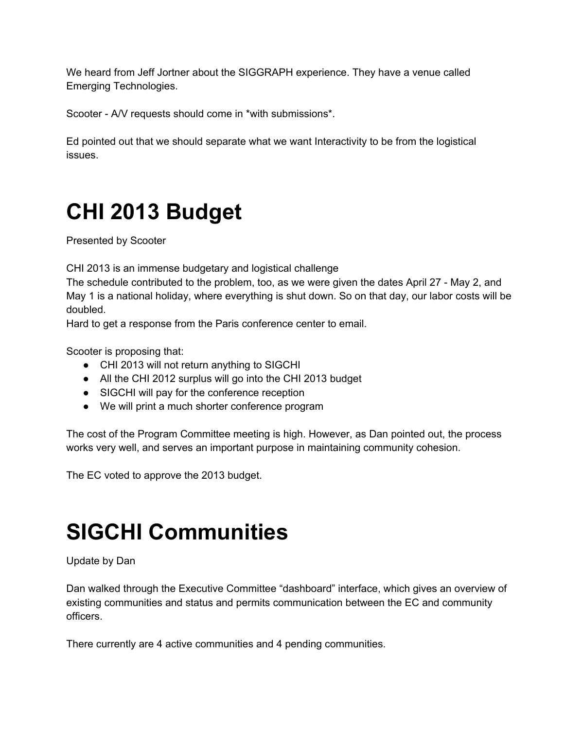We heard from Jeff Jortner about the SIGGRAPH experience. They have a venue called Emerging Technologies.

Scooter - A/V requests should come in *with submissions*.

Ed pointed out that we should separate what we want Interactivity to be from the logistical issues.

# CHI 2013 Budget

Presented by Scooter

CHI 2013 is an immense budgetary and logistical challenge
The schedule contributed to the problem, too, as we were given the dates April 27 - May 2, and May 1 is a national holiday, where everything is shut down. So on that day, our labor costs will be doubled.
Hard to get a response from the Paris conference center to email.

Scooter is proposing that:

- CHI 2013 will not return anything to SIGCHI
- All the CHI 2012 surplus will go into the CHI 2013 budget
- SIGCHI will pay for the conference reception
- We will print a much shorter conference program

The cost of the Program Committee meeting is high. However, as Dan pointed out, the process works very well, and serves an important purpose in maintaining community cohesion.

The EC voted to approve the 2013 budget.

# SIGCHI Communities

Update by Dan

Dan walked through the Executive Committee "dashboard" interface, which gives an overview of existing communities and status and permits communication between the EC and community officers.

There currently are 4 active communities and 4 pending communities.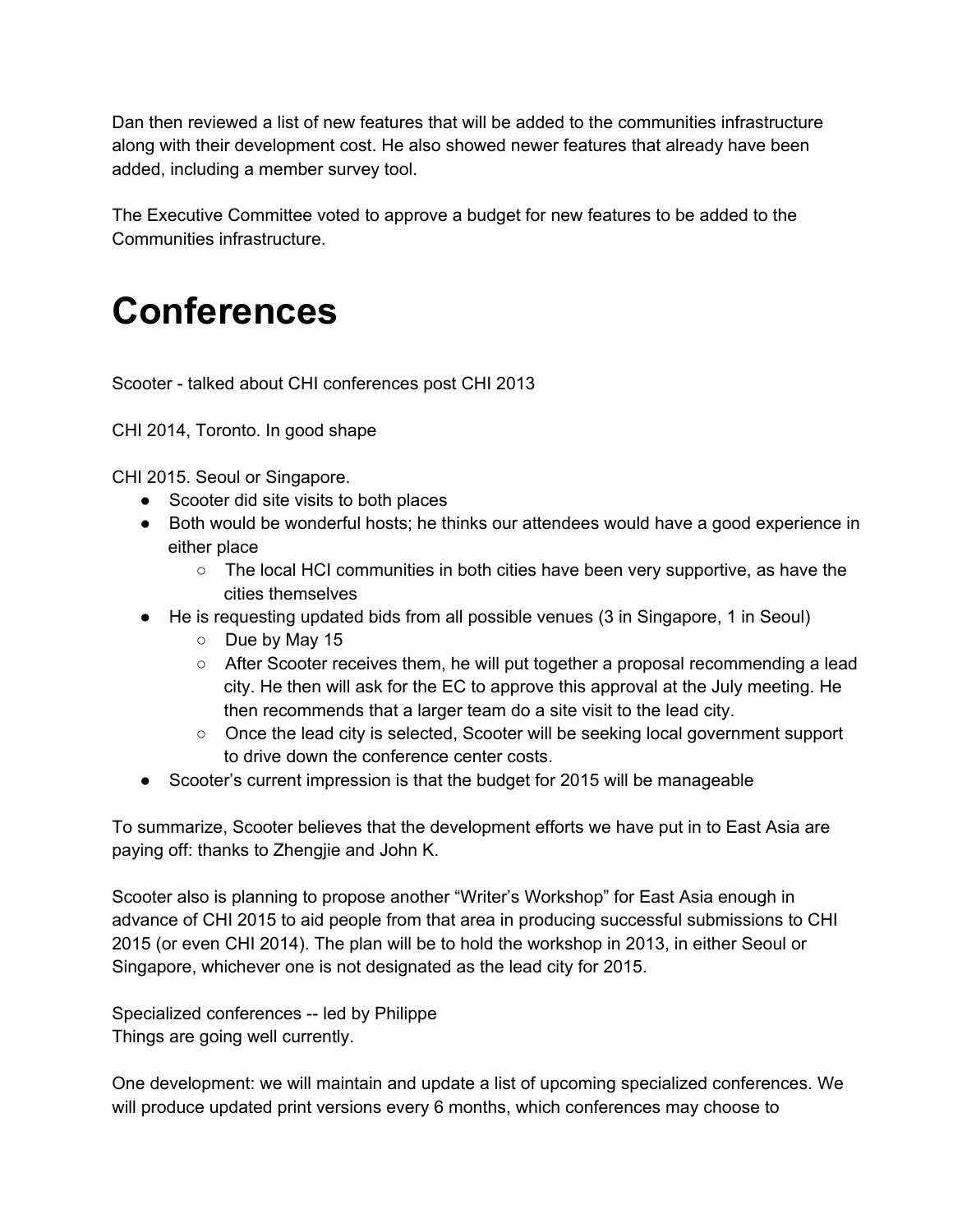Dan then reviewed a list of new features that will be added to the communities infrastructure along with their development cost. He also showed newer features that already have been added, including a member survey tool.

The Executive Committee voted to approve a budget for new features to be added to the Communities infrastructure.

# Conferences

Scooter - talked about CHI conferences post CHI 2013

CHI 2014, Toronto. In good shape

CHI 2015. Seoul or Singapore.

- Scooter did site visits to both places
- Both would be wonderful hosts; he thinks our attendees would have a good experience in either place
  - The local HCI communities in both cities have been very supportive, as have the cities themselves
- He is requesting updated bids from all possible venues (3 in Singapore, 1 in Seoul)
  - Due by May 15
  - After Scooter receives them, he will put together a proposal recommending a lead city. He then will ask for the EC to approve this approval at the July meeting. He then recommends that a larger team do a site visit to the lead city.
  - Once the lead city is selected, Scooter will be seeking local government support to drive down the conference center costs.
- Scooter's current impression is that the budget for 2015 will be manageable

To summarize, Scooter believes that the development efforts we have put in to East Asia are paying off: thanks to Zhengjie and John K.

Scooter also is planning to propose another "Writer's Workshop" for East Asia enough in advance of CHI 2015 to aid people from that area in producing successful submissions to CHI 2015 (or even CHI 2014). The plan will be to hold the workshop in 2013, in either Seoul or Singapore, whichever one is not designated as the lead city for 2015.

Specialized conferences -- led by Philippe
Things are going well currently.

One development: we will maintain and update a list of upcoming specialized conferences. We will produce updated print versions every 6 months, which conferences may choose to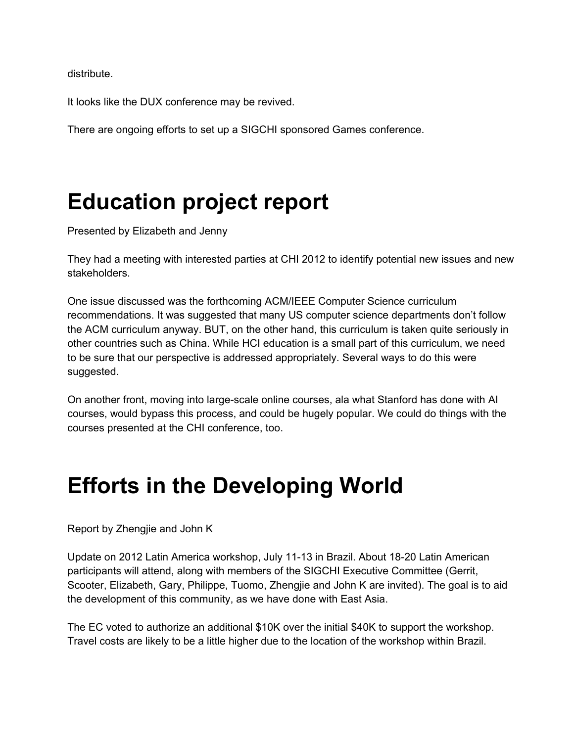distribute.

It looks like the DUX conference may be revived.

There are ongoing efforts to set up a SIGCHI sponsored Games conference.

# Education project report

Presented by Elizabeth and Jenny

They had a meeting with interested parties at CHI 2012 to identify potential new issues and new stakeholders.

One issue discussed was the forthcoming ACM/IEEE Computer Science curriculum recommendations. It was suggested that many US computer science departments don't follow the ACM curriculum anyway. BUT, on the other hand, this curriculum is taken quite seriously in other countries such as China. While HCI education is a small part of this curriculum, we need to be sure that our perspective is addressed appropriately. Several ways to do this were suggested.

On another front, moving into large-scale online courses, ala what Stanford has done with AI courses, would bypass this process, and could be hugely popular. We could do things with the courses presented at the CHI conference, too.

# Efforts in the Developing World

Report by Zhengjie and John K

Update on 2012 Latin America workshop, July 11-13 in Brazil. About 18-20 Latin American participants will attend, along with members of the SIGCHI Executive Committee (Gerrit, Scooter, Elizabeth, Gary, Philippe, Tuomo, Zhengjie and John K are invited). The goal is to aid the development of this community, as we have done with East Asia.

The EC voted to authorize an additional $10K over the initial $40K to support the workshop. Travel costs are likely to be a little higher due to the location of the workshop within Brazil.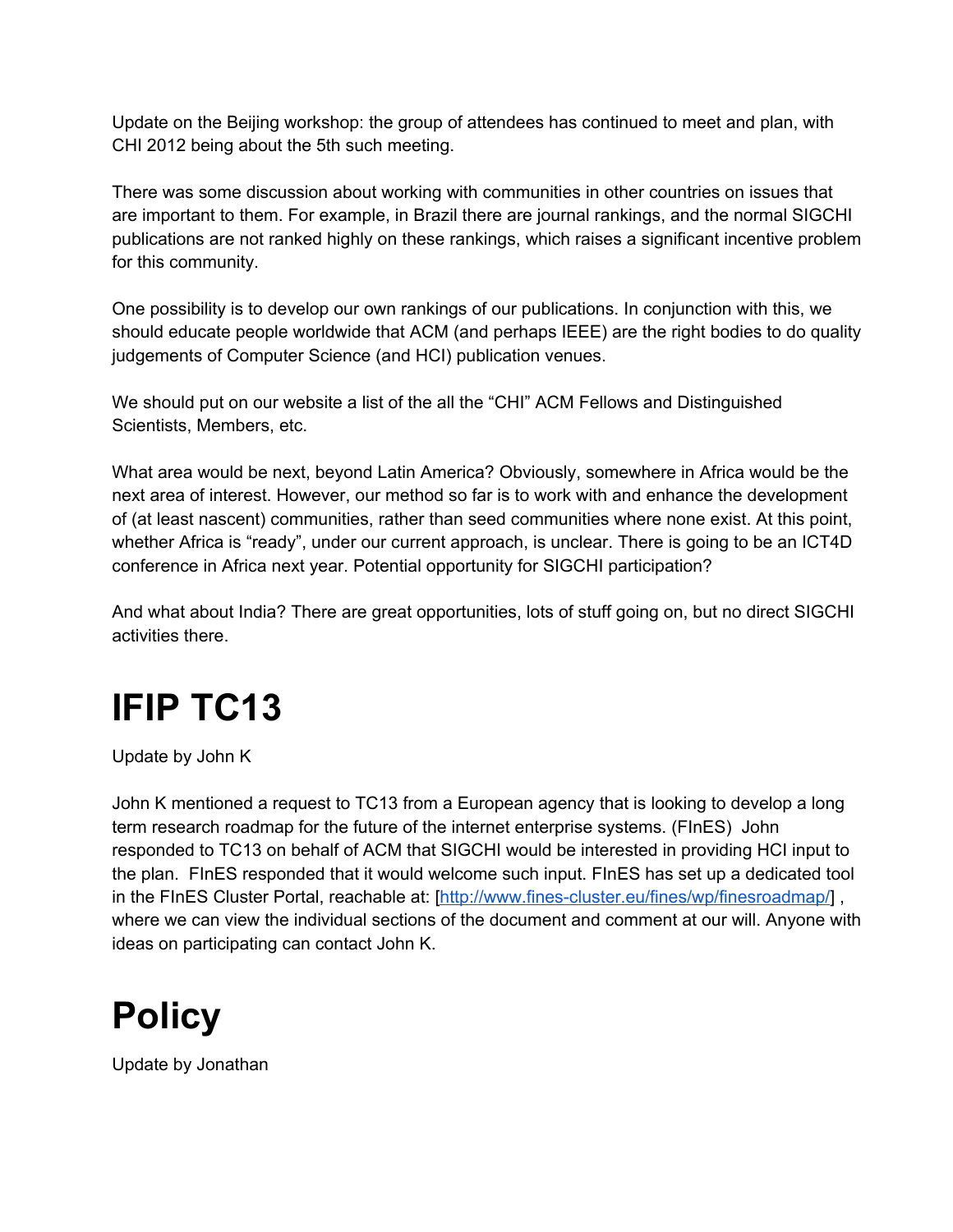Update on the Beijing workshop: the group of attendees has continued to meet and plan, with CHI 2012 being about the 5th such meeting.

There was some discussion about working with communities in other countries on issues that are important to them. For example, in Brazil there are journal rankings, and the normal SIGCHI publications are not ranked highly on these rankings, which raises a significant incentive problem for this community.

One possibility is to develop our own rankings of our publications. In conjunction with this, we should educate people worldwide that ACM (and perhaps IEEE) are the right bodies to do quality judgements of Computer Science (and HCI) publication venues.

We should put on our website a list of the all the “CHI” ACM Fellows and Distinguished Scientists, Members, etc.

What area would be next, beyond Latin America? Obviously, somewhere in Africa would be the next area of interest. However, our method so far is to work with and enhance the development of (at least nascent) communities, rather than seed communities where none exist. At this point, whether Africa is “ready”, under our current approach, is unclear. There is going to be an ICT4D conference in Africa next year. Potential opportunity for SIGCHI participation?

And what about India? There are great opportunities, lots of stuff going on, but no direct SIGCHI activities there.

# IFIP TC13

Update by John K

John K mentioned a request to TC13 from a European agency that is looking to develop a long term research roadmap for the future of the internet enterprise systems. (FInES) John responded to TC13 on behalf of ACM that SIGCHI would be interested in providing HCI input to the plan. FInES responded that it would welcome such input. FInES has set up a dedicated tool in the FInES Cluster Portal, reachable at: [http://www.fines-cluster.eu/fines/wp/finesroadmap/] , where we can view the individual sections of the document and comment at our will. Anyone with ideas on participating can contact John K.

# Policy

Update by Jonathan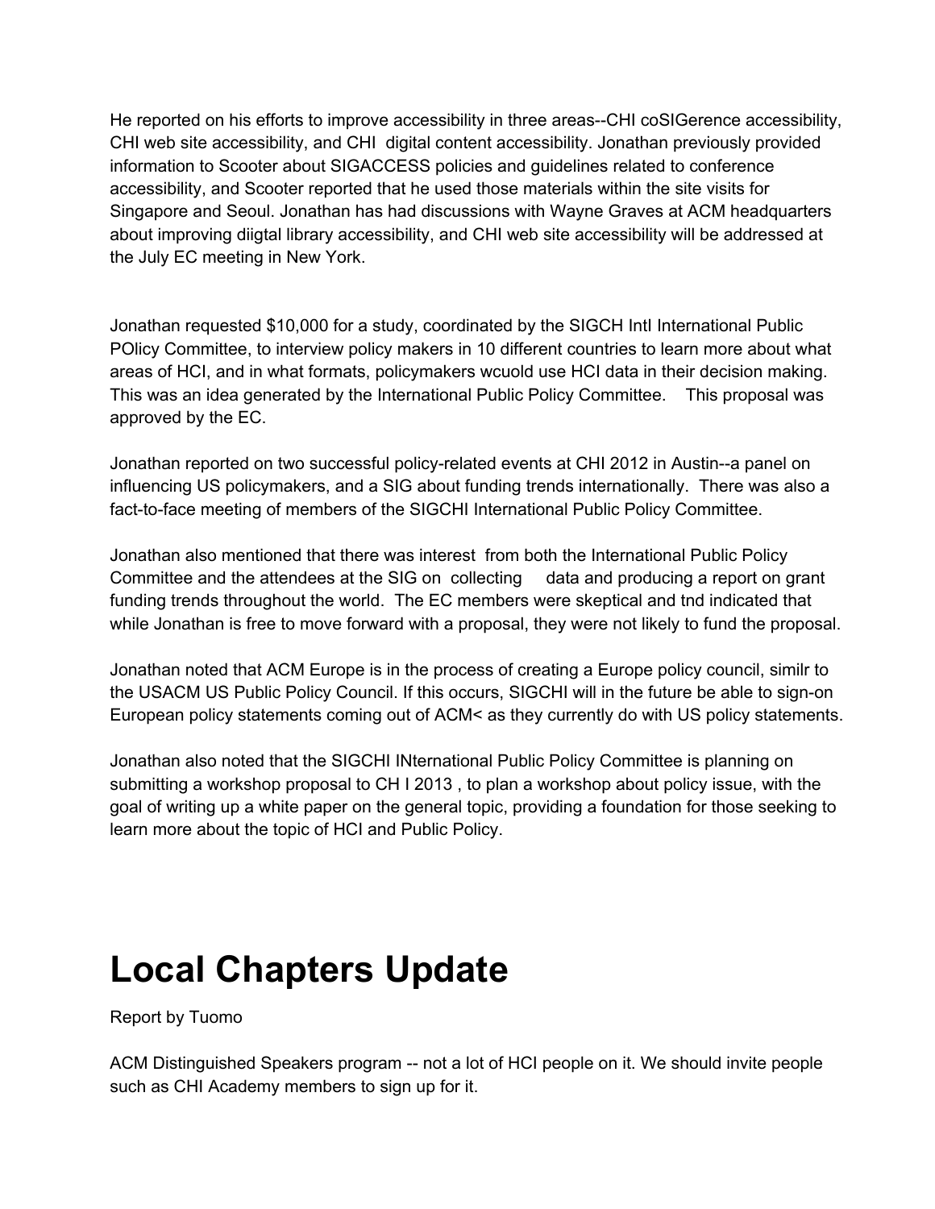He reported on his efforts to improve accessibility in three areas--CHI coSIGerence accessibility, CHI web site accessibility, and CHI  digital content accessibility. Jonathan previously provided information to Scooter about SIGACCESS policies and guidelines related to conference accessibility, and Scooter reported that he used those materials within the site visits for Singapore and Seoul. Jonathan has had discussions with Wayne Graves at ACM headquarters about improving diigtal library accessibility, and CHI web site accessibility will be addressed at the July EC meeting in New York.

Jonathan requested $10,000 for a study, coordinated by the SIGCH IntI International Public POlicy Committee, to interview policy makers in 10 different countries to learn more about what areas of HCI, and in what formats, policymakers wcuold use HCI data in their decision making. This was an idea generated by the International Public Policy Committee.    This proposal was approved by the EC.

Jonathan reported on two successful policy-related events at CHI 2012 in Austin--a panel on influencing US policymakers, and a SIG about funding trends internationally.  There was also a fact-to-face meeting of members of the SIGCHI International Public Policy Committee.

Jonathan also mentioned that there was interest  from both the International Public Policy Committee and the attendees at the SIG on  collecting     data and producing a report on grant funding trends throughout the world.  The EC members were skeptical and tnd indicated that while Jonathan is free to move forward with a proposal, they were not likely to fund the proposal.

Jonathan noted that ACM Europe is in the process of creating a Europe policy council, similr to the USACM US Public Policy Council. If this occurs, SIGCHI will in the future be able to sign-on European policy statements coming out of ACM< as they currently do with US policy statements.

Jonathan also noted that the SIGCHI INternational Public Policy Committee is planning on submitting a workshop proposal to CH I 2013 , to plan a workshop about policy issue, with the goal of writing up a white paper on the general topic, providing a foundation for those seeking to learn more about the topic of HCI and Public Policy.

# Local Chapters Update

Report by Tuomo

ACM Distinguished Speakers program -- not a lot of HCI people on it. We should invite people such as CHI Academy members to sign up for it.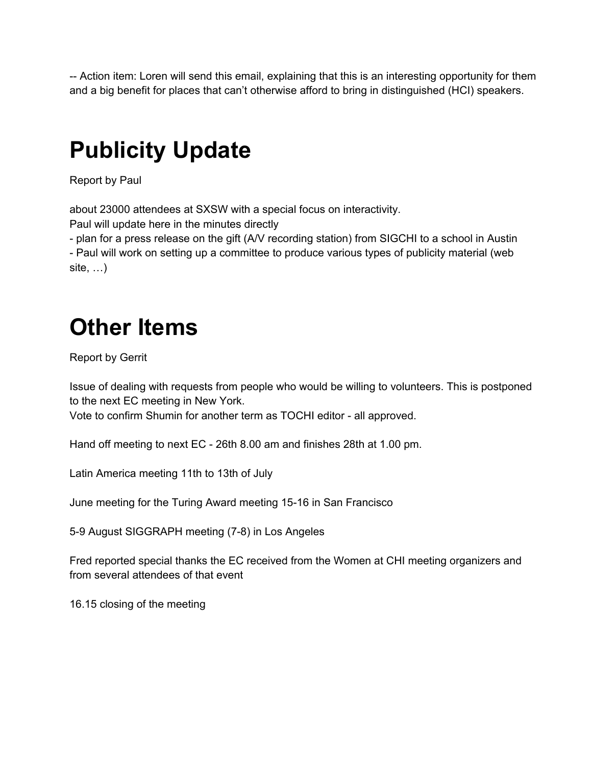-- Action item: Loren will send this email, explaining that this is an interesting opportunity for them and a big benefit for places that can't otherwise afford to bring in distinguished (HCI) speakers.

# Publicity Update

Report by Paul

about 23000 attendees at SXSW with a special focus on interactivity.
Paul will update here in the minutes directly
- plan for a press release on the gift (A/V recording station) from SIGCHI to a school in Austin
- Paul will work on setting up a committee to produce various types of publicity material (web site, …)

# Other Items

Report by Gerrit

Issue of dealing with requests from people who would be willing to volunteers. This is postponed to the next EC meeting in New York.
Vote to confirm Shumin for another term as TOCHI editor - all approved.

Hand off meeting to next EC - 26th 8.00 am and finishes 28th at 1.00 pm.

Latin America meeting 11th to 13th of July

June meeting for the Turing Award meeting 15-16 in San Francisco

5-9 August SIGGRAPH meeting (7-8) in Los Angeles

Fred reported special thanks the EC received from the Women at CHI meeting organizers and from several attendees of that event

16.15 closing of the meeting